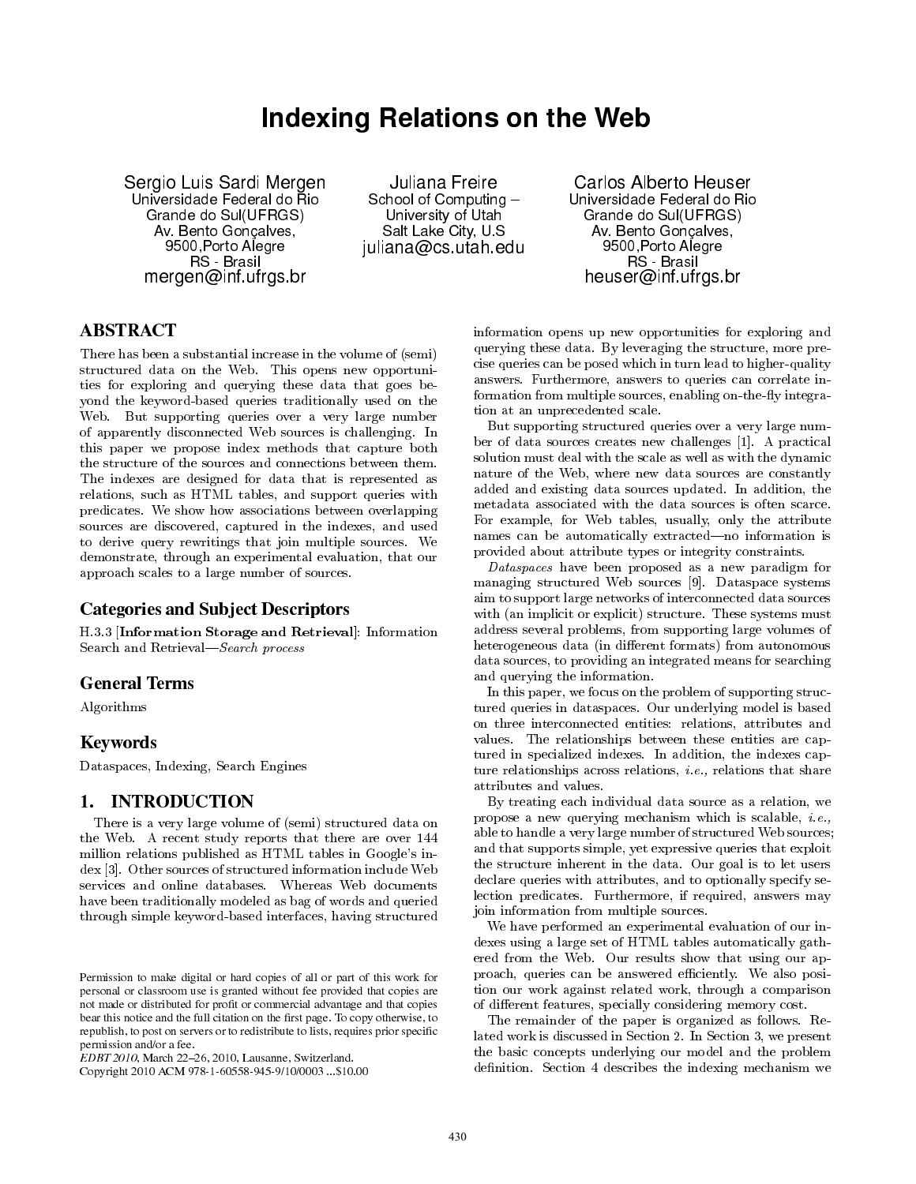# Indexing Relations on the Web

Sergio Luis Sardi Mergen
Universidade Federal do Rio Grande do Sul(UFRGS)
Av. Bento Gonçalves, 9500,Porto Alegre
RS - Brasil
mergen@inf.ufrgs.br

Juliana Freire
School of Computing – University of Utah
Salt Lake City, U.S
juliana@cs.utah.edu

Carlos Alberto Heuser
Universidade Federal do Rio Grande do Sul(UFRGS)
Av. Bento Gonçalves, 9500,Porto Alegre
RS - Brasil
heuser@inf.ufrgs.br

## ABSTRACT

There has been a substantial increase in the volume of (semi) structured data on the Web. This opens new opportunities for exploring and querying these data that goes beyond the keyword-based queries traditionally used on the Web. But supporting queries over a very large number of apparently disconnected Web sources is challenging. In this paper we propose index methods that capture both the structure of the sources and connections between them. The indexes are designed for data that is represented as relations, such as HTML tables, and support queries with predicates. We show how associations between overlapping sources are discovered, captured in the indexes, and used to derive query rewritings that join multiple sources. We demonstrate, through an experimental evaluation, that our approach scales to a large number of sources.

## Categories and Subject Descriptors

H.3.3 [**Information Storage and Retrieval**]: Information Search and Retrieval—*Search process*

## General Terms

Algorithms

## Keywords

Dataspaces, Indexing, Search Engines

## 1. INTRODUCTION

There is a very large volume of (semi) structured data on the Web. A recent study reports that there are over 144 million relations published as HTML tables in Google's index [3]. Other sources of structured information include Web services and online databases. Whereas Web documents have been traditionally modeled as bag of words and queried through simple keyword-based interfaces, having structured information opens up new opportunities for exploring and querying these data. By leveraging the structure, more precise queries can be posed which in turn lead to higher-quality answers. Furthermore, answers to queries can correlate information from multiple sources, enabling on-the-fly integration at an unprecedented scale.

But supporting structured queries over a very large number of data sources creates new challenges [1]. A practical solution must deal with the scale as well as with the dynamic nature of the Web, where new data sources are constantly added and existing data sources updated. In addition, the metadata associated with the data sources is often scarce. For example, for Web tables, usually, only the attribute names can be automatically extracted—no information is provided about attribute types or integrity constraints.

*Dataspaces* have been proposed as a new paradigm for managing structured Web sources [9]. Dataspace systems aim to support large networks of interconnected data sources with (an implicit or explicit) structure. These systems must address several problems, from supporting large volumes of heterogeneous data (in different formats) from autonomous data sources, to providing an integrated means for searching and querying the information.

In this paper, we focus on the problem of supporting structured queries in dataspaces. Our underlying model is based on three interconnected entities: relations, attributes and values. The relationships between these entities are captured in specialized indexes. In addition, the indexes capture relationships across relations, *i.e.,* relations that share attributes and values.

By treating each individual data source as a relation, we propose a new querying mechanism which is scalable, *i.e.,* able to handle a very large number of structured Web sources; and that supports simple, yet expressive queries that exploit the structure inherent in the data. Our goal is to let users declare queries with attributes, and to optionally specify selection predicates. Furthermore, if required, answers may join information from multiple sources.

We have performed an experimental evaluation of our indexes using a large set of HTML tables automatically gathered from the Web. Our results show that using our approach, queries can be answered efficiently. We also position our work against related work, through a comparison of different features, specially considering memory cost.

The remainder of the paper is organized as follows. Related work is discussed in Section 2. In Section 3, we present the basic concepts underlying our model and the problem definition. Section 4 describes the indexing mechanism we

Permission to make digital or hard copies of all or part of this work for personal or classroom use is granted without fee provided that copies are not made or distributed for profit or commercial advantage and that copies bear this notice and the full citation on the first page. To copy otherwise, to republish, to post on servers or to redistribute to lists, requires prior specific permission and/or a fee.
*EDBT 2010*, March 22–26, 2010, Lausanne, Switzerland.
Copyright 2010 ACM 978-1-60558-945-9/10/0003 ...$10.00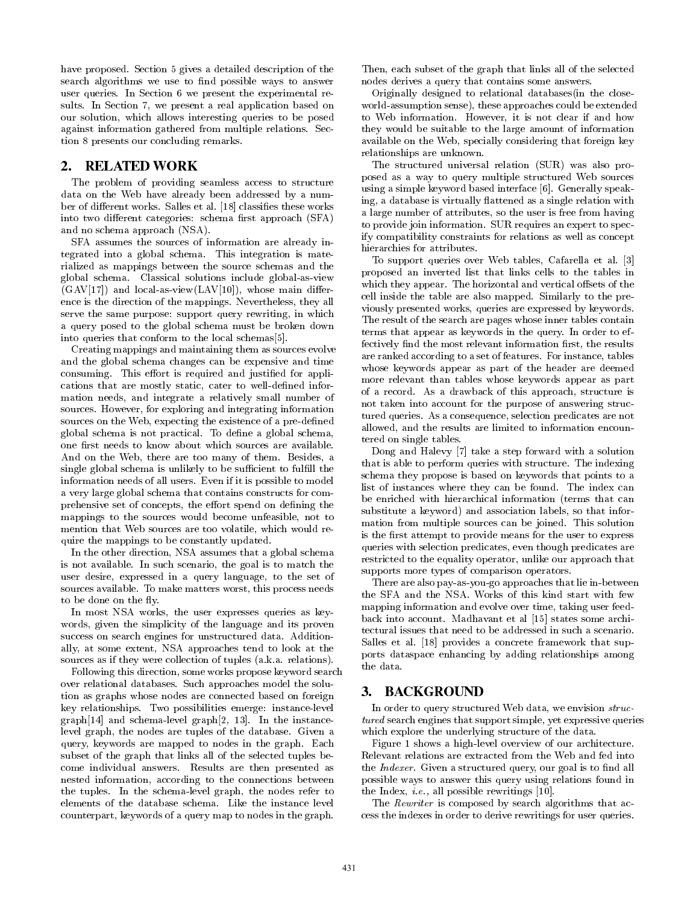have proposed. Section 5 gives a detailed description of the search algorithms we use to find possible ways to answer user queries. In Section 6 we present the experimental results. In Section 7, we present a real application based on our solution, which allows interesting queries to be posed against information gathered from multiple relations. Section 8 presents our concluding remarks.

## 2. RELATED WORK

The problem of providing seamless access to structure data on the Web have already been addressed by a number of different works. Salles et al. [18] classifies these works into two different categories: schema first approach (SFA) and no schema approach (NSA).

SFA assumes the sources of information are already integrated into a global schema. This integration is materialized as mappings between the source schemas and the global schema. Classical solutions include global-as-view (GAV[17]) and local-as-view(LAV[10]), whose main difference is the direction of the mappings. Nevertheless, they all serve the same purpose: support query rewriting, in which a query posed to the global schema must be broken down into queries that conform to the local schemas[5].

Creating mappings and maintaining them as sources evolve and the global schema changes can be expensive and time consuming. This effort is required and justified for applications that are mostly static, cater to well-defined information needs, and integrate a relatively small number of sources. However, for exploring and integrating information sources on the Web, expecting the existence of a pre-defined global schema is not practical. To define a global schema, one first needs to know about which sources are available. And on the Web, there are too many of them. Besides, a single global schema is unlikely to be sufficient to fulfill the information needs of all users. Even if it is possible to model a very large global schema that contains constructs for comprehensive set of concepts, the effort spend on defining the mappings to the sources would become unfeasible, not to mention that Web sources are too volatile, which would require the mappings to be constantly updated.

In the other direction, NSA assumes that a global schema is not available. In such scenario, the goal is to match the user desire, expressed in a query language, to the set of sources available. To make matters worst, this process needs to be done on the fly.

In most NSA works, the user expresses queries as keywords, given the simplicity of the language and its proven success on search engines for unstructured data. Additionally, at some extent, NSA approaches tend to look at the sources as if they were collection of tuples (a.k.a. relations).

Following this direction, some works propose keyword search over relational databases. Such approaches model the solution as graphs whose nodes are connected based on foreign key relationships. Two possibilities emerge: instance-level graph[14] and schema-level graph[2, 13]. In the instance-level graph, the nodes are tuples of the database. Given a query, keywords are mapped to nodes in the graph. Each subset of the graph that links all of the selected tuples become individual answers. Results are then presented as nested information, according to the connections between the tuples. In the schema-level graph, the nodes refer to elements of the database schema. Like the instance level counterpart, keywords of a query map to nodes in the graph. Then, each subset of the graph that links all of the selected nodes derives a query that contains some answers.

Originally designed to relational databases(in the close-world-assumption sense), these approaches could be extended to Web information. However, it is not clear if and how they would be suitable to the large amount of information available on the Web, specially considering that foreign key relationships are unknown.

The structured universal relation (SUR) was also proposed as a way to query multiple structured Web sources using a simple keyword based interface [6]. Generally speaking, a database is virtually flattened as a single relation with a large number of attributes, so the user is free from having to provide join information. SUR requires an expert to specify compatibility constraints for relations as well as concept hierarchies for attributes.

To support queries over Web tables, Cafarella et al. [3] proposed an inverted list that links cells to the tables in which they appear. The horizontal and vertical offsets of the cell inside the table are also mapped. Similarly to the previously presented works, queries are expressed by keywords. The result of the search are pages whose inner tables contain terms that appear as keywords in the query. In order to effectively find the most relevant information first, the results are ranked according to a set of features. For instance, tables whose keywords appear as part of the header are deemed more relevant than tables whose keywords appear as part of a record. As a drawback of this approach, structure is not taken into account for the purpose of answering structured queries. As a consequence, selection predicates are not allowed, and the results are limited to information encountered on single tables.

Dong and Halevy [7] take a step forward with a solution that is able to perform queries with structure. The indexing schema they propose is based on keywords that points to a list of instances where they can be found. The index can be enriched with hierarchical information (terms that can substitute a keyword) and association labels, so that information from multiple sources can be joined. This solution is the first attempt to provide means for the user to express queries with selection predicates, even though predicates are restricted to the equality operator, unlike our approach that supports more types of comparison operators.

There are also pay-as-you-go approaches that lie in-between the SFA and the NSA. Works of this kind start with few mapping information and evolve over time, taking user feedback into account. Madhavant et al [15] states some architectural issues that need to be addressed in such a scenario. Salles et al. [18] provides a concrete framework that supports dataspace enhancing by adding relationships among the data.

## 3. BACKGROUND

In order to query structured Web data, we envision *structured* search engines that support simple, yet expressive queries which explore the underlying structure of the data.

Figure 1 shows a high-level overview of our architecture. Relevant relations are extracted from the Web and fed into the *Indexer*. Given a structured query, our goal is to find all possible ways to answer this query using relations found in the Index, *i.e.,* all possible rewritings [10].

The *Rewriter* is composed by search algorithms that access the indexes in order to derive rewritings for user queries.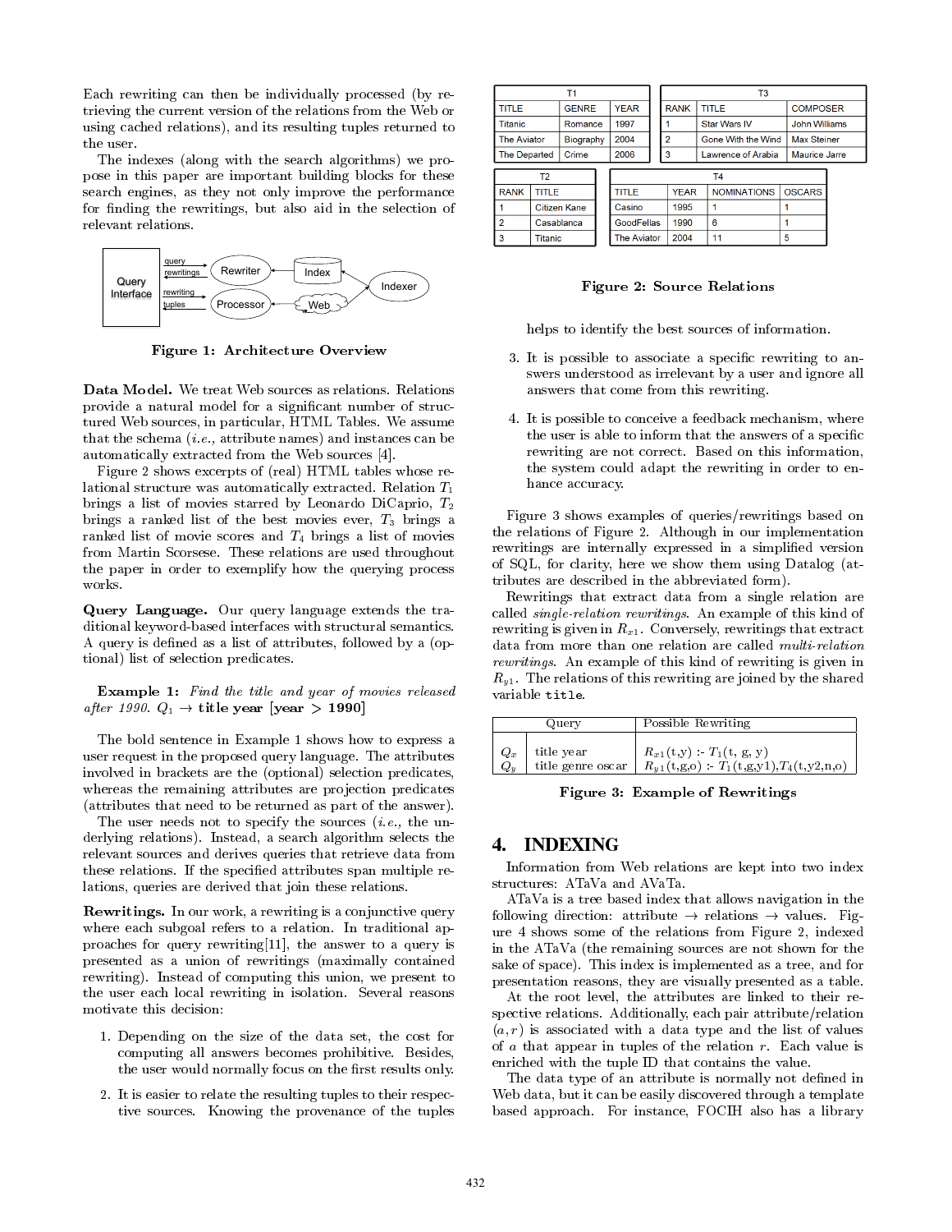Each rewriting can then be individually processed (by retrieving the current version of the relations from the Web or using cached relations), and its resulting tuples returned to the user.

The indexes (along with the search algorithms) we propose in this paper are important building blocks for these search engines, as they not only improve the performance for finding the rewritings, but also aid in the selection of relevant relations.

Figure 1: Architecture Overview

**Data Model.** We treat Web sources as relations. Relations provide a natural model for a significant number of structured Web sources, in particular, HTML Tables. We assume that the schema (*i.e.,* attribute names) and instances can be automatically extracted from the Web sources [4].

Figure 2 shows excerpts of (real) HTML tables whose relational structure was automatically extracted. Relation $T_1$ brings a list of movies starred by Leonardo DiCaprio, $T_2$ brings a ranked list of the best movies ever, $T_3$ brings a ranked list of movie scores and $T_4$ brings a list of movies from Martin Scorsese. These relations are used throughout the paper in order to exemplify how the querying process works.

**Query Language.** Our query language extends the traditional keyword-based interfaces with structural semantics. A query is defined as a list of attributes, followed by a (optional) list of selection predicates.

**Example 1:** *Find the title and year of movies released after 1990.* $Q_1 \rightarrow$ **title year [year > 1990]**

The bold sentence in Example 1 shows how to express a user request in the proposed query language. The attributes involved in brackets are the (optional) selection predicates, whereas the remaining attributes are projection predicates (attributes that need to be returned as part of the answer).

The user needs not to specify the sources (*i.e.,* the underlying relations). Instead, a search algorithm selects the relevant sources and derives queries that retrieve data from these relations. If the specified attributes span multiple relations, queries are derived that join these relations.

**Rewritings.** In our work, a rewriting is a conjunctive query where each subgoal refers to a relation. In traditional approaches for query rewriting[11], the answer to a query is presented as a union of rewritings (maximally contained rewriting). Instead of computing this union, we present to the user each local rewriting in isolation. Several reasons motivate this decision:

1. Depending on the size of the data set, the cost for computing all answers becomes prohibitive. Besides, the user would normally focus on the first results only.
2. It is easier to relate the resulting tuples to their respective sources. Knowing the provenance of the tuples helps to identify the best sources of information.
3. It is possible to associate a specific rewriting to answers understood as irrelevant by a user and ignore all answers that come from this rewriting.
4. It is possible to conceive a feedback mechanism, where the user is able to inform that the answers of a specific rewriting are not correct. Based on this information, the system could adapt the rewriting in order to enhance accuracy.

| T1 | | |
|---|---|---|
| TITLE | GENRE | YEAR |
| Titanic | Romance | 1997 |
| The Aviator | Biography | 2004 |
| The Departed | Crime | 2006 |

| T3 | | |
|---|---|---|
| RANK | TITLE | COMPOSER |
| 1 | Star Wars IV | John Williams |
| 2 | Gone With the Wind | Max Steiner |
| 3 | Lawrence of Arabia | Maurice Jarre |

| T2 | |
|---|---|
| RANK | TITLE |
| 1 | Citizen Kane |
| 2 | Casablanca |
| 3 | Titanic |

| T4 | | | |
|---|---|---|---|
| TITLE | YEAR | NOMINATIONS | OSCARS |
| Casino | 1995 | 1 | 1 |
| GoodFellas | 1990 | 6 | 1 |
| The Aviator | 2004 | 11 | 5 |

Figure 2: Source Relations

Figure 3 shows examples of queries/rewritings based on the relations of Figure 2. Although in our implementation rewritings are internally expressed in a simplified version of SQL, for clarity, here we show them using Datalog (attributes are described in the abbreviated form).

Rewritings that extract data from a single relation are called *single-relation rewritings*. An example of this kind of rewriting is given in $R_{x1}$. Conversely, rewritings that extract data from more than one relation are called *multi-relation rewritings*. An example of this kind of rewriting is given in $R_{y1}$. The relations of this rewriting are joined by the shared variable `title`.

| | Query | Possible Rewriting |
|---|---|---|
| $Q_x$ | title year | $R_{x1}$(t,y) :- $T_1$(t, g, y) |
| $Q_y$ | title genre oscar | $R_{y1}$(t,g,o) :- $T_1$(t,g,y1),$T_4$(t,y2,n,o) |

Figure 3: Example of Rewritings

# 4. INDEXING

Information from Web relations are kept into two index structures: ATaVa and AVaTa.

ATaVa is a tree based index that allows navigation in the following direction: attribute → relations → values. Figure 4 shows some of the relations from Figure 2, indexed in the ATaVa (the remaining sources are not shown for the sake of space). This index is implemented as a tree, and for presentation reasons, they are visually presented as a table.

At the root level, the attributes are linked to their respective relations. Additionally, each pair attribute/relation $(a, r)$ is associated with a data type and the list of values of $a$ that appear in tuples of the relation $r$. Each value is enriched with the tuple ID that contains the value.

The data type of an attribute is normally not defined in Web data, but it can be easily discovered through a template based approach. For instance, FOCIH also has a library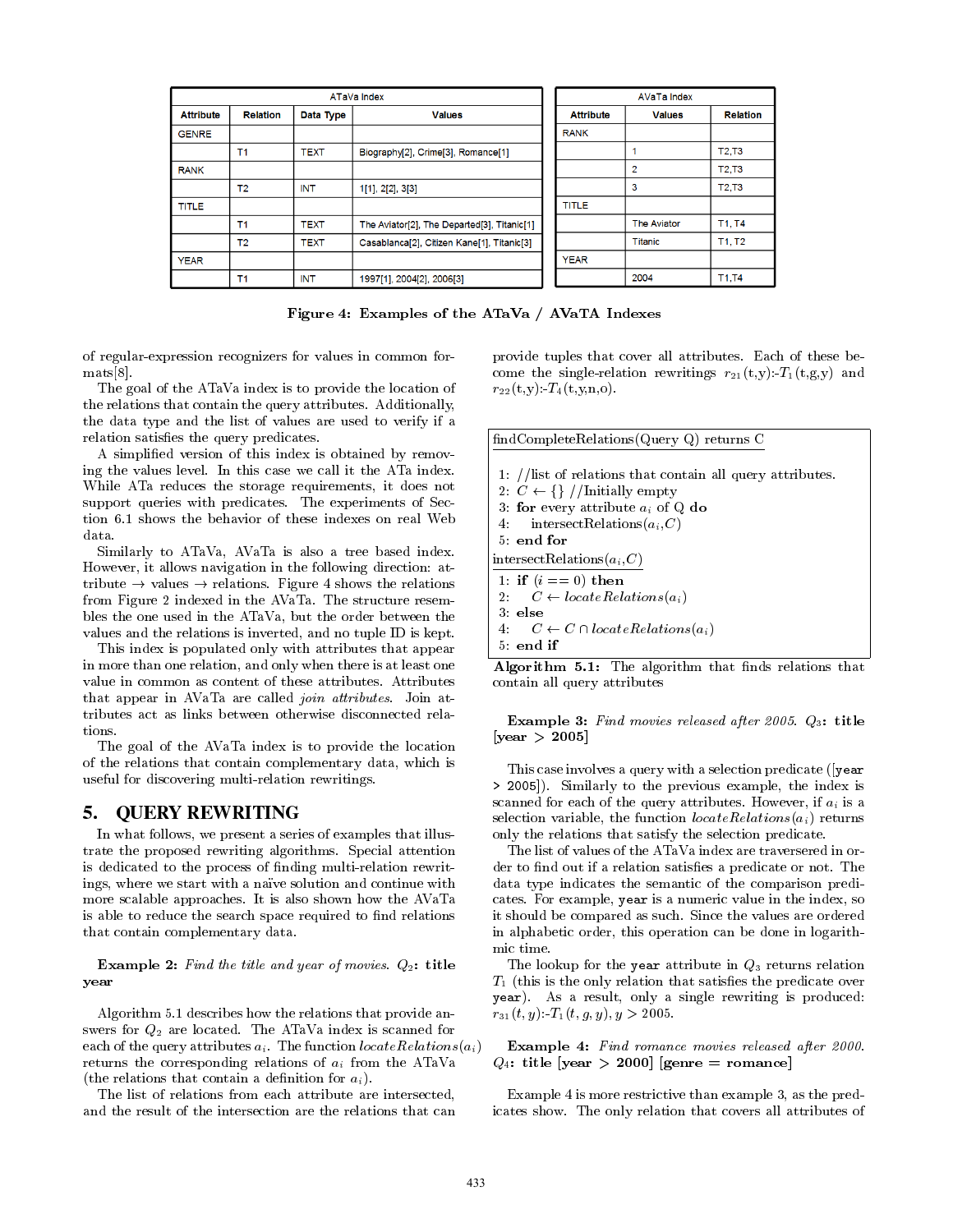| ATaVa Index | | | |
|---|---|---|---|
| Attribute | Relation | Data Type | Values |
| GENRE | | | |
| | T1 | TEXT | Biography[2], Crime[3], Romance[1] |
| RANK | | | |
| | T2 | INT | 1[1], 2[2], 3[3] |
| TITLE | | | |
| | T1 | TEXT | The Aviator[2], The Departed[3], Titanic[1] |
| | T2 | TEXT | Casablanca[2], Citizen Kane[1], Titanic[3] |
| YEAR | | | |
| | T1 | INT | 1997[1], 2004[2], 2006[3] |

| AVaTa Index | | |
|---|---|---|
| Attribute | Values | Relation |
| RANK | | |
| | 1 | T2,T3 |
| | 2 | T2,T3 |
| | 3 | T2,T3 |
| TITLE | | |
| | The Aviator | T1, T4 |
| | Titanic | T1, T2 |
| YEAR | | |
| | 2004 | T1,T4 |

**Figure 4: Examples of the ATaVa / AVaTA Indexes**

of regular-expression recognizers for values in common formats[8].

The goal of the ATaVa index is to provide the location of the relations that contain the query attributes. Additionally, the data type and the list of values are used to verify if a relation satisfies the query predicates.

A simplified version of this index is obtained by removing the values level. In this case we call it the ATa index. While ATa reduces the storage requirements, it does not support queries with predicates. The experiments of Section 6.1 shows the behavior of these indexes on real Web data.

Similarly to ATaVa, AVaTa is also a tree based index. However, it allows navigation in the following direction: attribute → values → relations. Figure 4 shows the relations from Figure 2 indexed in the AVaTa. The structure resembles the one used in the ATaVa, but the order between the values and the relations is inverted, and no tuple ID is kept.

This index is populated only with attributes that appear in more than one relation, and only when there is at least one value in common as content of these attributes. Attributes that appear in AVaTa are called *join attributes*. Join attributes act as links between otherwise disconnected relations.

The goal of the AVaTa index is to provide the location of the relations that contain complementary data, which is useful for discovering multi-relation rewritings.

## 5. QUERY REWRITING

In what follows, we present a series of examples that illustrate the proposed rewriting algorithms. Special attention is dedicated to the process of finding multi-relation rewritings, where we start with a naïve solution and continue with more scalable approaches. It is also shown how the AVaTa is able to reduce the search space required to find relations that contain complementary data.

**Example 2:** *Find the title and year of movies.* $Q_2$**: title year**

Algorithm 5.1 describes how the relations that provide answers for $Q_2$ are located. The ATaVa index is scanned for each of the query attributes $a_i$. The function $locateRelations(a_i)$ returns the corresponding relations of $a_i$ from the ATaVa (the relations that contain a definition for $a_i$).

The list of relations from each attribute are intersected, and the result of the intersection are the relations that can provide tuples that cover all attributes. Each of these become the single-relation rewritings $r_{21}$(t,y):-$T_1$(t,g,y) and $r_{22}$(t,y):-$T_4$(t,y,n,o).

```
findCompleteRelations(Query Q) returns C

1: //list of relations that contain all query attributes.
2: C ← {} //Initially empty
3: for every attribute a_i of Q do
4:    intersectRelations(a_i, C)
5: end for

intersectRelations(a_i, C)

1: if (i == 0) then
2:    C ← locateRelations(a_i)
3: else
4:    C ← C ∩ locateRelations(a_i)
5: end if
```

**Algorithm 5.1:** The algorithm that finds relations that contain all query attributes

**Example 3:** *Find movies released after 2005.* $Q_3$**: title [year > 2005]**

This case involves a query with a selection predicate (**[year > 2005]**). Similarly to the previous example, the index is scanned for each of the query attributes. However, if $a_i$ is a selection variable, the function $locateRelations(a_i)$ returns only the relations that satisfy the selection predicate.

The list of values of the ATaVa index are traversered in order to find out if a relation satisfies a predicate or not. The data type indicates the semantic of the comparison predicates. For example, **year** is a numeric value in the index, so it should be compared as such. Since the values are ordered in alphabetic order, this operation can be done in logarithmic time.

The lookup for the **year** attribute in $Q_3$ returns relation $T_1$ (this is the only relation that satisfies the predicate over **year**). As a result, only a single rewriting is produced: $r_{31}(t,y)$:-$T_1(t,g,y), y > 2005$.

**Example 4:** *Find romance movies released after 2000.* $Q_4$**: title [year > 2000] [genre = romance]**

Example 4 is more restrictive than example 3, as the predicates show. The only relation that covers all attributes of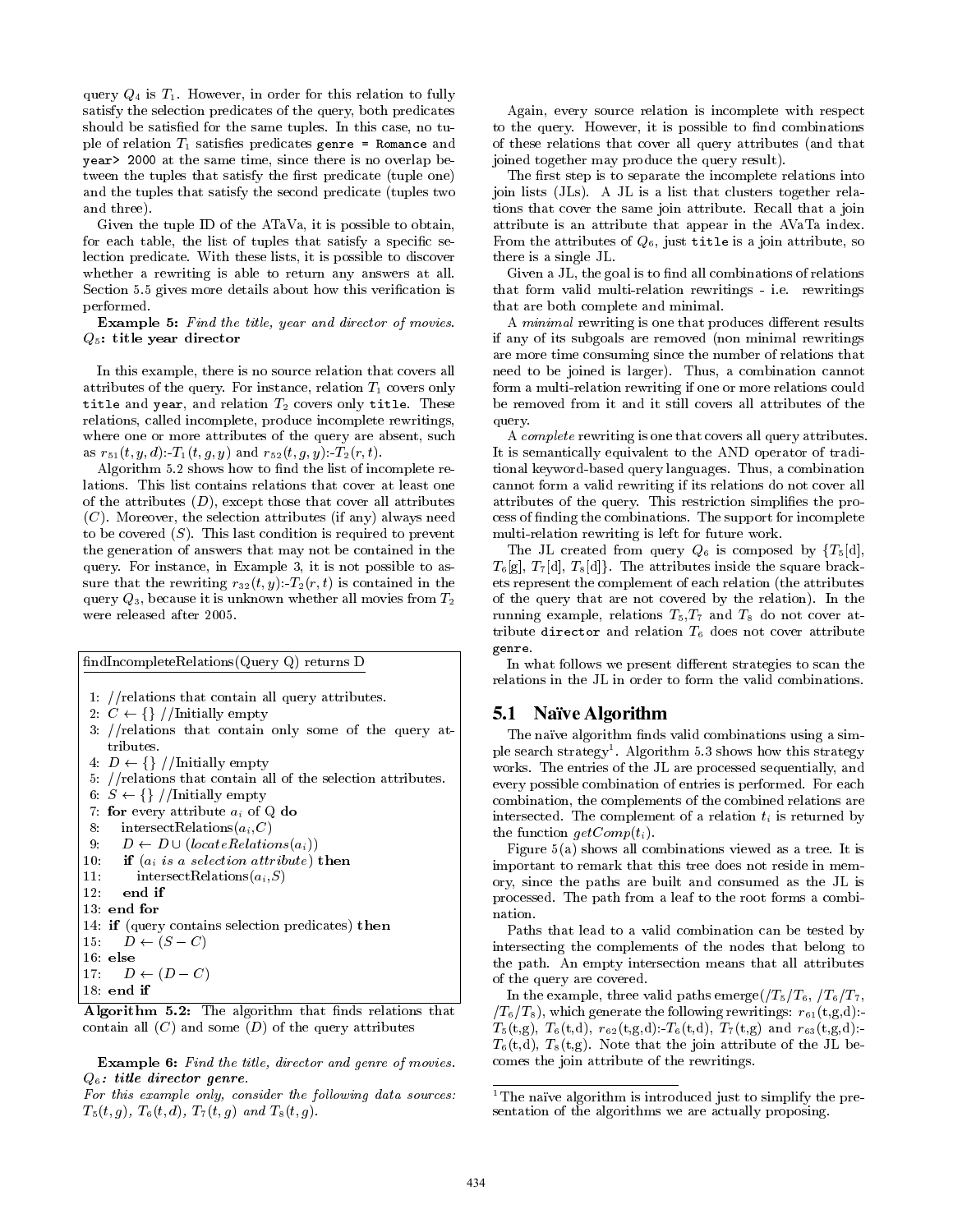query $Q_4$ is $T_1$. However, in order for this relation to fully satisfy the selection predicates of the query, both predicates should be satisfied for the same tuples. In this case, no tuple of relation $T_1$ satisfies predicates `genre = Romance` and `year> 2000` at the same time, since there is no overlap between the tuples that satisfy the first predicate (tuple one) and the tuples that satisfy the second predicate (tuples two and three).

Given the tuple ID of the ATaVa, it is possible to obtain, for each table, the list of tuples that satisfy a specific selection predicate. With these lists, it is possible to discover whether a rewriting is able to return any answers at all. Section 5.5 gives more details about how this verification is performed.

**Example 5:** *Find the title, year and director of movies.*
$Q_5$**: title year director**

In this example, there is no source relation that covers all attributes of the query. For instance, relation $T_1$ covers only `title` and `year`, and relation $T_2$ covers only `title`. These relations, called incomplete, produce incomplete rewritings, where one or more attributes of the query are absent, such as $r_{51}(t, y, d)$:-$T_1(t, g, y)$ and $r_{52}(t, g, y)$:-$T_2(r, t)$.

Algorithm 5.2 shows how to find the list of incomplete relations. This list contains relations that cover at least one of the attributes ($D$), except those that cover all attributes ($C$). Moreover, the selection attributes (if any) always need to be covered ($S$). This last condition is required to prevent the generation of answers that may not be contained in the query. For instance, in Example 3, it is not possible to assure that the rewriting $r_{32}(t, y)$:-$T_2(r, t)$ is contained in the query $Q_3$, because it is unknown whether all movies from $T_2$ were released after 2005.

```
findIncompleteRelations(Query Q) returns D

 1: //relations that contain all query attributes.
 2: C ← {} //Initially empty
 3: //relations that contain only some of the query attributes.
 4: D ← {} //Initially empty
 5: //relations that contain all of the selection attributes.
 6: S ← {} //Initially empty
 7: for every attribute a_i of Q do
 8:    intersectRelations(a_i,C)
 9:    D ← D ∪ (locateRelations(a_i))
10:    if (a_i is a selection attribute) then
11:       intersectRelations(a_i,S)
12:    end if
13: end for
14: if (query contains selection predicates) then
15:    D ← (S − C)
16: else
17:    D ← (D − C)
18: end if
```

**Algorithm 5.2:** The algorithm that finds relations that contain all ($C$) and some ($D$) of the query attributes

**Example 6:** *Find the title, director and genre of movies.*
$Q_6$*: **title director genre**.*
*For this example only, consider the following data sources:* $T_5(t, g)$, $T_6(t, d)$, $T_7(t, g)$ *and* $T_8(t, g)$.

Again, every source relation is incomplete with respect to the query. However, it is possible to find combinations of these relations that cover all query attributes (and that joined together may produce the query result).

The first step is to separate the incomplete relations into join lists (JLs). A JL is a list that clusters together relations that cover the same join attribute. Recall that a join attribute is an attribute that appear in the AVaTa index. From the attributes of $Q_6$, just `title` is a join attribute, so there is a single JL.

Given a JL, the goal is to find all combinations of relations that form valid multi-relation rewritings - i.e. rewritings that are both complete and minimal.

A *minimal* rewriting is one that produces different results if any of its subgoals are removed (non minimal rewritings are more time consuming since the number of relations that need to be joined is larger). Thus, a combination cannot form a multi-relation rewriting if one or more relations could be removed from it and it still covers all attributes of the query.

A *complete* rewriting is one that covers all query attributes. It is semantically equivalent to the AND operator of traditional keyword-based query languages. Thus, a combination cannot form a valid rewriting if its relations do not cover all attributes of the query. This restriction simplifies the process of finding the combinations. The support for incomplete multi-relation rewriting is left for future work.

The JL created from query $Q_6$ is composed by {$T_5$[d], $T_6$[g], $T_7$[d], $T_8$[d]}. The attributes inside the square brackets represent the complement of each relation (the attributes of the query that are not covered by the relation). In the running example, relations $T_5$,$T_7$ and $T_8$ do not cover attribute `director` and relation $T_6$ does not cover attribute `genre`.

In what follows we present different strategies to scan the relations in the JL in order to form the valid combinations.

## 5.1 Naïve Algorithm

The naïve algorithm finds valid combinations using a simple search strategy[1]. Algorithm 5.3 shows how this strategy works. The entries of the JL are processed sequentially, and every possible combination of entries is performed. For each combination, the complements of the combined relations are intersected. The complement of a relation $t_i$ is returned by the function $getComp(t_i)$.

Figure 5(a) shows all combinations viewed as a tree. It is important to remark that this tree does not reside in memory, since the paths are built and consumed as the JL is processed. The path from a leaf to the root forms a combination.

Paths that lead to a valid combination can be tested by intersecting the complements of the nodes that belong to the path. An empty intersection means that all attributes of the query are covered.

In the example, three valid paths emerge($/T_5/T_6$, $/T_6/T_7$, $/T_6/T_8$), which generate the following rewritings: $r_{61}$(t,g,d):-$T_5$(t,g), $T_6$(t,d), $r_{62}$(t,g,d):-$T_6$(t,d), $T_7$(t,g) and $r_{63}$(t,g,d):-$T_6$(t,d), $T_8$(t,g). Note that the join attribute of the JL becomes the join attribute of the rewritings.

[1] The naïve algorithm is introduced just to simplify the presentation of the algorithms we are actually proposing.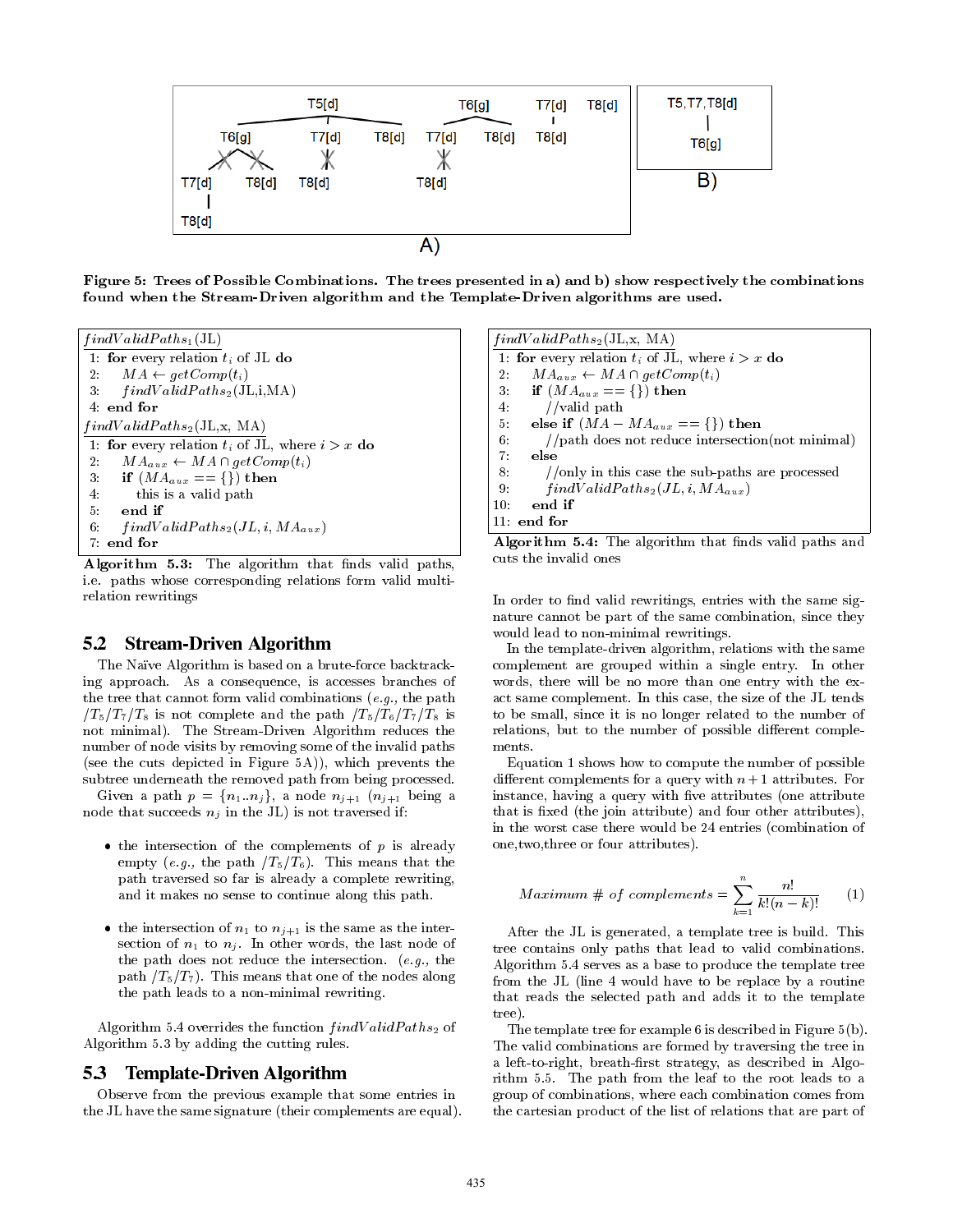Figure 5: Trees of Possible Combinations. The trees presented in a) and b) show respectively the combinations found when the Stream-Driven algorithm and the Template-Driven algorithms are used.

```
findValidPaths1(JL)
1: for every relation t_i of JL do
2:   MA ← getComp(t_i)
3:   findValidPaths2(JL,i,MA)
4: end for
findValidPaths2(JL,x, MA)
1: for every relation t_i of JL, where i > x do
2:   MA_aux ← MA ∩ getComp(t_i)
3:   if (MA_aux == {}) then
4:     this is a valid path
5:   end if
6:   findValidPaths2(JL, i, MA_aux)
7: end for
```

**Algorithm 5.3:** The algorithm that finds valid paths, i.e. paths whose corresponding relations form valid multi-relation rewritings

## 5.2 Stream-Driven Algorithm

The Naïve Algorithm is based on a brute-force backtracking approach. As a consequence, is accesses branches of the tree that cannot form valid combinations (*e.g.,* the path $/T_5/T_7/T_8$ is not complete and the path $/T_5/T_6/T_7/T_8$ is not minimal). The Stream-Driven Algorithm reduces the number of node visits by removing some of the invalid paths (see the cuts depicted in Figure 5A)), which prevents the subtree underneath the removed path from being processed.

Given a path $p = \{n_1..n_j\}$, a node $n_{j+1}$ ($n_{j+1}$ being a node that succeeds $n_j$ in the JL) is not traversed if:

- the intersection of the complements of $p$ is already empty (*e.g.,* the path $/T_5/T_6$). This means that the path traversed so far is already a complete rewriting, and it makes no sense to continue along this path.
- the intersection of $n_1$ to $n_{j+1}$ is the same as the intersection of $n_1$ to $n_j$. In other words, the last node of the path does not reduce the intersection. (*e.g.,* the path $/T_5/T_7$). This means that one of the nodes along the path leads to a non-minimal rewriting.

Algorithm 5.4 overrides the function $findValidPaths_2$ of Algorithm 5.3 by adding the cutting rules.

## 5.3 Template-Driven Algorithm

Observe from the previous example that some entries in the JL have the same signature (their complements are equal).

```
findValidPaths2(JL,x, MA)
1: for every relation t_i of JL, where i > x do
2:   MA_aux ← MA ∩ getComp(t_i)
3:   if (MA_aux == {}) then
4:     //valid path
5:   else if (MA − MA_aux == {}) then
6:     //path does not reduce intersection(not minimal)
7:   else
8:     //only in this case the sub-paths are processed
9:     findValidPaths2(JL, i, MA_aux)
10:  end if
11: end for
```

**Algorithm 5.4:** The algorithm that finds valid paths and cuts the invalid ones

In order to find valid rewritings, entries with the same signature cannot be part of the same combination, since they would lead to non-minimal rewritings.

In the template-driven algorithm, relations with the same complement are grouped within a single entry. In other words, there will be no more than one entry with the exact same complement. In this case, the size of the JL tends to be small, since it is no longer related to the number of relations, but to the number of possible different complements.

Equation 1 shows how to compute the number of possible different complements for a query with $n+1$ attributes. For instance, having a query with five attributes (one attribute that is fixed (the join attribute) and four other attributes), in the worst case there would be 24 entries (combination of one,two,three or four attributes).

$$Maximum\ \#\ of\ complements = \sum_{k=1}^{n} \frac{n!}{k!(n-k)!} \qquad (1)$$

After the JL is generated, a template tree is build. This tree contains only paths that lead to valid combinations. Algorithm 5.4 serves as a base to produce the template tree from the JL (line 4 would have to be replace by a routine that reads the selected path and adds it to the template tree).

The template tree for example 6 is described in Figure 5(b). The valid combinations are formed by traversing the tree in a left-to-right, breath-first strategy, as described in Algorithm 5.5. The path from the leaf to the root leads to a group of combinations, where each combination comes from the cartesian product of the list of relations that are part of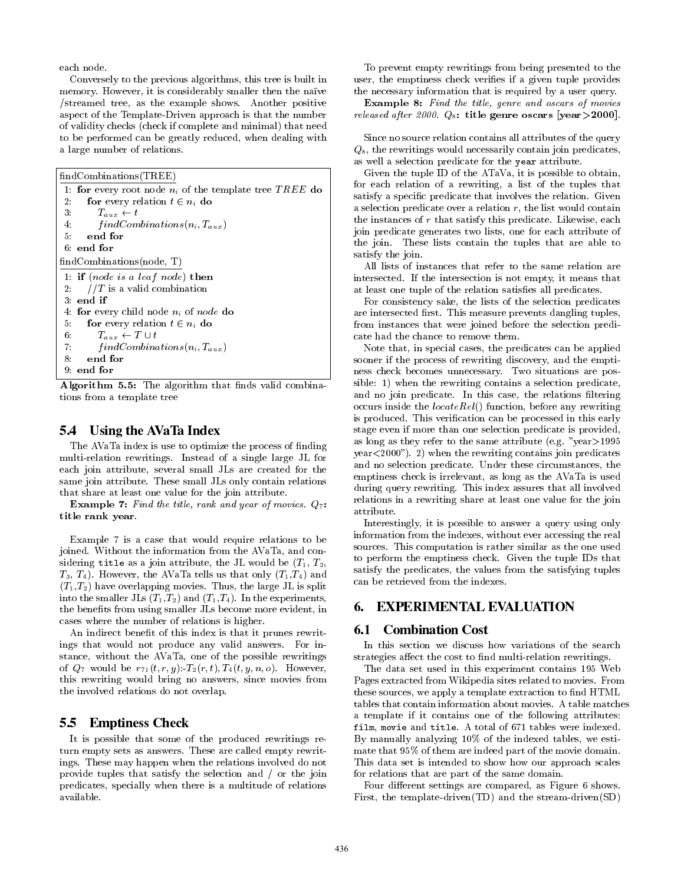each node.

Conversely to the previous algorithms, this tree is built in memory. However, it is considerably smaller then the naïve /streamed tree, as the example shows. Another positive aspect of the Template-Driven approach is that the number of validity checks (check if complete and minimal) that need to be performed can be greatly reduced, when dealing with a large number of relations.

```
findCombinations(TREE)
1: for every root node n_i of the template tree TREE do
2:   for every relation t ∈ n_i do
3:     T_aux ← t
4:     findCombinations(n_i, T_aux)
5:   end for
6: end for

findCombinations(node, T)
1: if (node is a leaf node) then
2:   //T is a valid combination
3: end if
4: for every child node n_i of node do
5:   for every relation t ∈ n_i do
6:     T_aux ← T ∪ t
7:     findCombinations(n_i, T_aux)
8:   end for
9: end for
```

**Algorithm 5.5:** The algorithm that finds valid combinations from a template tree

### 5.4 Using the AVaTa Index

The AVaTa index is use to optimize the process of finding multi-relation rewritings. Instead of a single large JL for each join attribute, several small JLs are created for the same join attribute. These small JLs only contain relations that share at least one value for the join attribute.

**Example 7:** *Find the title, rank and year of movies.* $Q_7$**: title rank year**.

Example 7 is a case that would require relations to be joined. Without the information from the AVaTa, and considering `title` as a join attribute, the JL would be ($T_1$, $T_2$, $T_3$, $T_4$). However, the AVaTa tells us that only ($T_1$,$T_4$) and ($T_1$,$T_2$) have overlapping movies. Thus, the large JL is split into the smaller JLs ($T_1$,$T_2$) and ($T_1$,$T_4$). In the experiments, the benefits from using smaller JLs become more evident, in cases where the number of relations is higher.

An indirect benefit of this index is that it prunes rewritings that would not produce any valid answers. For instance, without the AVaTa, one of the possible rewritings of $Q_7$ would be $r_{71}(t,r,y)$:-$T_2(r,t), T_4(t,y,n,o)$. However, this rewriting would bring no answers, since movies from the involved relations do not overlap.

### 5.5 Emptiness Check

It is possible that some of the produced rewritings return empty sets as answers. These are called empty rewritings. These may happen when the relations involved do not provide tuples that satisfy the selection and / or the join predicates, specially when there is a multitude of relations available.

To prevent empty rewritings from being presented to the user, the emptiness check verifies if a given tuple provides the necessary information that is required by a user query.

**Example 8:** *Find the title, genre and oscars of movies released after 2000.* $Q_8$**: title genre oscars [year>2000]**.

Since no source relation contains all attributes of the query $Q_8$, the rewritings would necessarily contain join predicates, as well a selection predicate for the `year` attribute.

Given the tuple ID of the ATaVa, it is possible to obtain, for each relation of a rewriting, a list of the tuples that satisfy a specific predicate that involves the relation. Given a selection predicate over a relation $r$, the list would contain the instances of $r$ that satisfy this predicate. Likewise, each join predicate generates two lists, one for each attribute of the join. These lists contain the tuples that are able to satisfy the join.

All lists of instances that refer to the same relation are intersected. If the intersection is not empty, it means that at least one tuple of the relation satisfies all predicates.

For consistency sake, the lists of the selection predicates are intersected first. This measure prevents dangling tuples, from instances that were joined before the selection predicate had the chance to remove them.

Note that, in special cases, the predicates can be applied sooner if the process of rewriting discovery, and the emptiness check becomes unnecessary. Two situations are possible: 1) when the rewriting contains a selection predicate, and no join predicate. In this case, the relations filtering occurs inside the *locateRel*() function, before any rewriting is produced. This verification can be processed in this early stage even if more than one selection predicate is provided, as long as they refer to the same attribute (e.g. "year>1995 year<2000"). 2) when the rewriting contains join predicates and no selection predicate. Under these circumstances, the emptiness check is irrelevant, as long as the AVaTa is used during query rewriting. This index assures that all involved relations in a rewriting share at least one value for the join attribute.

Interestingly, it is possible to answer a query using only information from the indexes, without ever accessing the real sources. This computation is rather similar as the one used to perform the emptiness check. Given the tuple IDs that satisfy the predicates, the values from the satisfying tuples can be retrieved from the indexes.

## 6. EXPERIMENTAL EVALUATION

### 6.1 Combination Cost

In this section we discuss how variations of the search strategies affect the cost to find multi-relation rewritings.

The data set used in this experiment contains 195 Web Pages extracted from Wikipedia sites related to movies. From these sources, we apply a template extraction to find HTML tables that contain information about movies. A table matches a template if it contains one of the following attributes: `film`, `movie` and `title`. A total of 671 tables were indexed. By manually analyzing 10% of the indexed tables, we estimate that 95% of them are indeed part of the movie domain. This data set is intended to show how our approach scales for relations that are part of the same domain.

Four different settings are compared, as Figure 6 shows. First, the template-driven(TD) and the stream-driven(SD)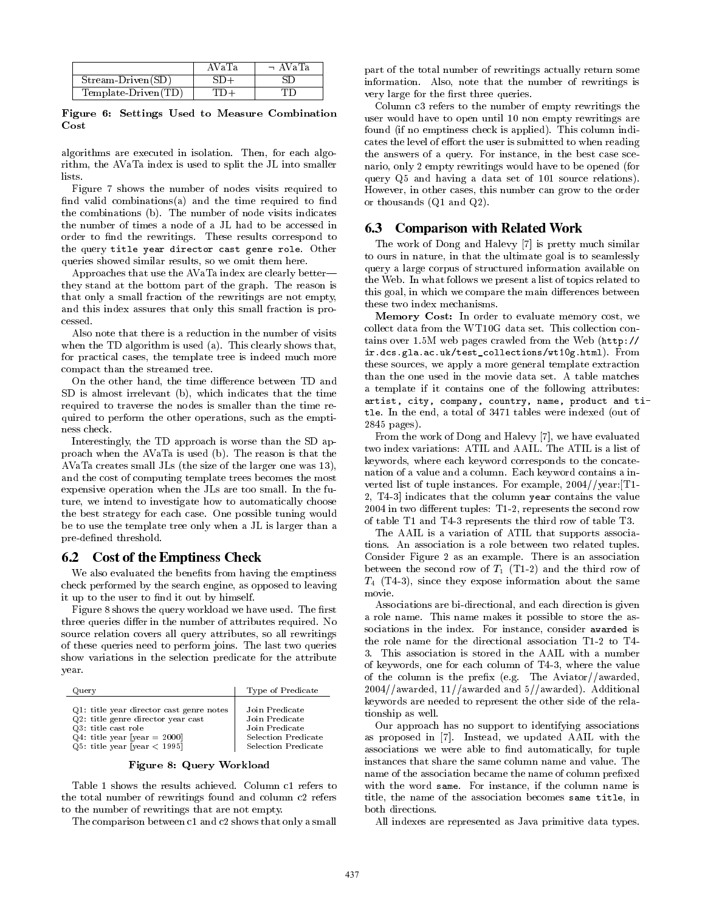| | AVaTa | ¬ AVaTa |
|---|---|---|
| Stream-Driven(SD) | SD+ | SD |
| Template-Driven(TD) | TD+ | TD |

**Figure 6: Settings Used to Measure Combination Cost**

algorithms are executed in isolation. Then, for each algorithm, the AVaTa index is used to split the JL into smaller lists.

Figure 7 shows the number of nodes visits required to find valid combinations(a) and the time required to find the combinations (b). The number of node visits indicates the number of times a node of a JL had to be accessed in order to find the rewritings. These results correspond to the query `title year director cast genre role`. Other queries showed similar results, so we omit them here.

Approaches that use the AVaTa index are clearly better—they stand at the bottom part of the graph. The reason is that only a small fraction of the rewritings are not empty, and this index assures that only this small fraction is processed.

Also note that there is a reduction in the number of visits when the TD algorithm is used (a). This clearly shows that, for practical cases, the template tree is indeed much more compact than the streamed tree.

On the other hand, the time difference between TD and SD is almost irrelevant (b), which indicates that the time required to traverse the nodes is smaller than the time required to perform the other operations, such as the emptiness check.

Interestingly, the TD approach is worse than the SD approach when the AVaTa is used (b). The reason is that the AVaTa creates small JLs (the size of the larger one was 13), and the cost of computing template trees becomes the most expensive operation when the JLs are too small. In the future, we intend to investigate how to automatically choose the best strategy for each case. One possible tuning would be to use the template tree only when a JL is larger than a pre-defined threshold.

## 6.2 Cost of the Emptiness Check

We also evaluated the benefits from having the emptiness check performed by the search engine, as opposed to leaving it up to the user to find it out by himself.

Figure 8 shows the query workload we have used. The first three queries differ in the number of attributes required. No source relation covers all query attributes, so all rewritings of these queries need to perform joins. The last two queries show variations in the selection predicate for the attribute year.

| Query | Type of Predicate |
|---|---|
| Q1: title year director cast genre notes | Join Predicate |
| Q2: title genre director year cast | Join Predicate |
| Q3: title cast role | Join Predicate |
| Q4: title year [year = 2000] | Selection Predicate |
| Q5: title year [year < 1995] | Selection Predicate |

**Figure 8: Query Workload**

Table 1 shows the results achieved. Column c1 refers to the total number of rewritings found and column c2 refers to the number of rewritings that are not empty.

The comparison between c1 and c2 shows that only a small part of the total number of rewritings actually return some information. Also, note that the number of rewritings is very large for the first three queries.

Column c3 refers to the number of empty rewritings the user would have to open until 10 non empty rewritings are found (if no emptiness check is applied). This column indicates the level of effort the user is submitted to when reading the answers of a query. For instance, in the best case scenario, only 2 empty rewritings would have to be opened (for query Q5 and having a data set of 101 source relations). However, in other cases, this number can grow to the order or thousands (Q1 and Q2).

## 6.3 Comparison with Related Work

The work of Dong and Halevy [7] is pretty much similar to ours in nature, in that the ultimate goal is to seamlessly query a large corpus of structured information available on the Web. In what follows we present a list of topics related to this goal, in which we compare the main differences between these two index mechanisms.

**Memory Cost:** In order to evaluate memory cost, we collect data from the WT10G data set. This collection contains over 1.5M web pages crawled from the Web (`http://ir.dcs.gla.ac.uk/test_collections/wt10g.html`). From these sources, we apply a more general template extraction than the one used in the movie data set. A table matches a template if it contains one of the following attributes: `artist, city, company, country, name, product and title`. In the end, a total of 3471 tables were indexed (out of 2845 pages).

From the work of Dong and Halevy [7], we have evaluated two index variations: ATIL and AAIL. The ATIL is a list of keywords, where each keyword corresponds to the concatenation of a value and a column. Each keyword contains a inverted list of tuple instances. For example, 2004//year:[T1-2, T4-3] indicates that the column `year` contains the value 2004 in two different tuples: T1-2, represents the second row of table T1 and T4-3 represents the third row of table T3.

The AAIL is a variation of ATIL that supports associations. An association is a role between two related tuples. Consider Figure 2 as an example. There is an association between the second row of $T_1$ (T1-2) and the third row of $T_4$ (T4-3), since they expose information about the same movie.

Associations are bi-directional, and each direction is given a role name. This name makes it possible to store the associations in the index. For instance, consider `awarded` is the role name for the directional association T1-2 to T4-3. This association is stored in the AAIL with a number of keywords, one for each column of T4-3, where the value of the column is the prefix (e.g. The Aviator//awarded, 2004//awarded, 11//awarded and 5//awarded). Additional keywords are needed to represent the other side of the relationship as well.

Our approach has no support to identifying associations as proposed in [7]. Instead, we updated AAIL with the associations we were able to find automatically, for tuple instances that share the same column name and value. The name of the association became the name of column prefixed with the word `same`. For instance, if the column name is title, the name of the association becomes `same title`, in both directions.

All indexes are represented as Java primitive data types.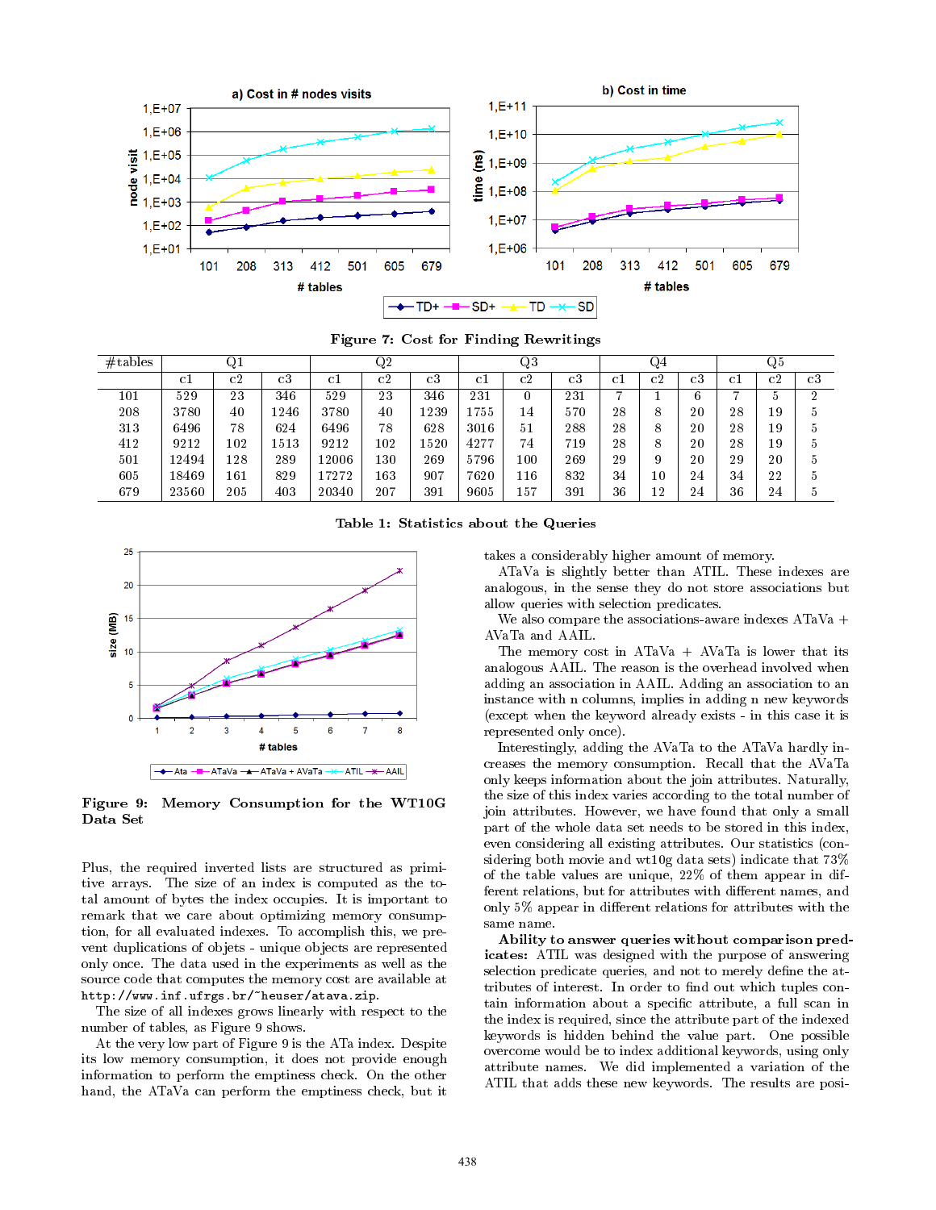Figure 7: Cost for Finding Rewritings

| #tables | Q1 | | | Q2 | | | Q3 | | | Q4 | | | Q5 | | |
|---|---|---|---|---|---|---|---|---|---|---|---|---|---|---|---|
| | c1 | c2 | c3 | c1 | c2 | c3 | c1 | c2 | c3 | c1 | c2 | c3 | c1 | c2 | c3 |
| 101 | 529 | 23 | 346 | 529 | 23 | 346 | 231 | 0 | 231 | 7 | 1 | 6 | 7 | 5 | 2 |
| 208 | 3780 | 40 | 1246 | 3780 | 40 | 1239 | 1755 | 14 | 570 | 28 | 8 | 20 | 28 | 19 | 5 |
| 313 | 6496 | 78 | 624 | 6496 | 78 | 628 | 3016 | 51 | 288 | 28 | 8 | 20 | 28 | 19 | 5 |
| 412 | 9212 | 102 | 1513 | 9212 | 102 | 1520 | 4277 | 74 | 719 | 28 | 8 | 20 | 28 | 19 | 5 |
| 501 | 12494 | 128 | 289 | 12006 | 130 | 269 | 5796 | 100 | 269 | 29 | 9 | 20 | 29 | 20 | 5 |
| 605 | 18469 | 161 | 829 | 17272 | 163 | 907 | 7620 | 116 | 832 | 34 | 10 | 24 | 34 | 22 | 5 |
| 679 | 23560 | 205 | 403 | 20340 | 207 | 391 | 9605 | 157 | 391 | 36 | 12 | 24 | 36 | 24 | 5 |

Table 1: Statistics about the Queries

**Figure 9: Memory Consumption for the WT10G Data Set**

Plus, the required inverted lists are structured as primitive arrays. The size of an index is computed as the total amount of bytes the index occupies. It is important to remark that we care about optimizing memory consumption, for all evaluated indexes. To accomplish this, we prevent duplications of objets - unique objects are represented only once. The data used in the experiments as well as the source code that computes the memory cost are available at `http://www.inf.ufrgs.br/~heuser/atava.zip`.

The size of all indexes grows linearly with respect to the number of tables, as Figure 9 shows.

At the very low part of Figure 9 is the ATa index. Despite its low memory consumption, it does not provide enough information to perform the emptiness check. On the other hand, the ATaVa can perform the emptiness check, but it takes a considerably higher amount of memory.

ATaVa is slightly better than ATIL. These indexes are analogous, in the sense they do not store associations but allow queries with selection predicates.

We also compare the associations-aware indexes ATaVa + AVaTa and AAIL.

The memory cost in ATaVa + AVaTa is lower that its analogous AAIL. The reason is the overhead involved when adding an association in AAIL. Adding an association to an instance with n columns, implies in adding n new keywords (except when the keyword already exists - in this case it is represented only once).

Interestingly, adding the AVaTa to the ATaVa hardly increases the memory consumption. Recall that the AVaTa only keeps information about the join attributes. Naturally, the size of this index varies according to the total number of join attributes. However, we have found that only a small part of the whole data set needs to be stored in this index, even considering all existing attributes. Our statistics (considering both movie and wt10g data sets) indicate that 73% of the table values are unique, 22% of them appear in different relations, but for attributes with different names, and only 5% appear in different relations for attributes with the same name.

**Ability to answer queries without comparison predicates:** ATIL was designed with the purpose of answering selection predicate queries, and not to merely define the attributes of interest. In order to find out which tuples contain information about a specific attribute, a full scan in the index is required, since the attribute part of the indexed keywords is hidden behind the value part. One possible overcome would be to index additional keywords, using only attribute names. We did implemented a variation of the ATIL that adds these new keywords. The results are posi-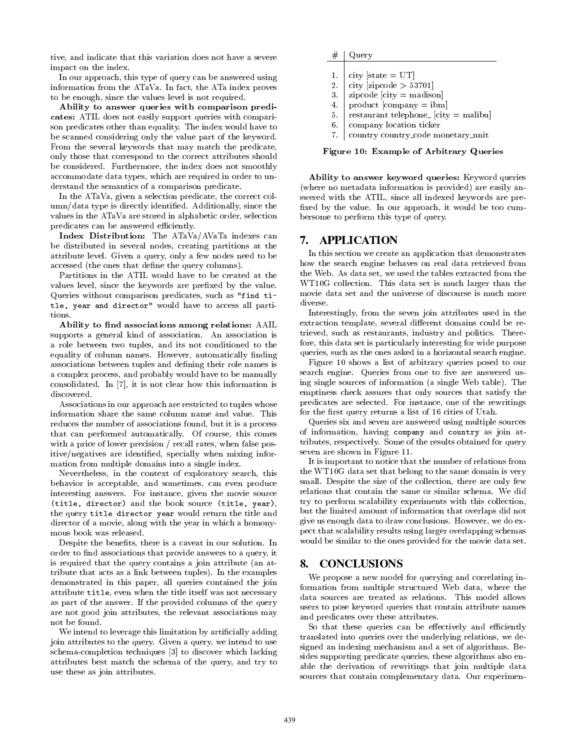tive, and indicate that this variation does not have a severe impact on the index.

In our approach, this type of query can be answered using information from the ATaVa. In fact, the ATa index proves to be enough, since the values level is not required.

**Ability to answer queries with comparison predicates:** ATIL does not easily support queries with comparison predicates other than equality. The index would have to be scanned considering only the value part of the keyword. From the several keywords that may match the predicate, only those that correspond to the correct attributes should be considered. Furthermore, the index does not smoothly accommodate data types, which are required in order to understand the semantics of a comparison predicate.

In the ATaVa, given a selection predicate, the correct column/data type is directly identified. Additionally, since the values in the ATaVa are stored in alphabetic order, selection predicates can be answered efficiently.

**Index Distribution:** The ATaVa/AVaTa indexes can be distributed in several nodes, creating partitions at the attribute level. Given a query, only a few nodes need to be accessed (the ones that define the query columns).

Partitions in the ATIL would have to be created at the values level, since the keywords are prefixed by the value. Queries without comparison predicates, such as `"find title, year and director"` would have to access all partitions.

**Ability to find associations among relations:** AAIL supports a general kind of association. An association is a role between two tuples, and its not conditioned to the equality of column names. However, automatically finding associations between tuples and defining their role names is a complex process, and probably would have to be manually consolidated. In [7], it is not clear how this information is discovered.

Associations in our approach are restricted to tuples whose information share the same column name and value. This reduces the number of associations found, but it is a process that can performed automatically. Of course, this comes with a price of lower precision / recall rates, when false positive/negatives are identified, specially when mixing information from multiple domains into a single index.

Nevertheless, in the context of exploratory search, this behavior is acceptable, and sometimes, can even produce interesting answers. For instance, given the movie source `(title, director)` and the book source `(title, year)`, the query `title director year` would return the title and director of a movie, along with the year in which a homonymous book was released.

Despite the benefits, there is a caveat in our solution. In order to find associations that provide answers to a query, it is required that the query contains a join attribute (an attribute that acts as a link between tuples). In the examples demonstrated in this paper, all queries contained the join attribute `title`, even when the title itself was not necessary as part of the answer. If the provided columns of the query are not good join attributes, the relevant associations may not be found.

We intend to leverage this limitation by artificially adding join attributes to the query. Given a query, we intend to use schema-completion techniques [3] to discover which lacking attributes best match the schema of the query, and try to use these as join attributes.

| # | Query |
|---|---|
| 1. | city [state = UT] |
| 2. | city [zipcode > 53701] |
| 3. | zipcode [city = madison] |
| 4. | product [company = ibm] |
| 5. | restaurant telephone_ [city = malibu] |
| 6. | company location ticker |
| 7. | country country_code monetary_unit |

**Figure 10: Example of Arbitrary Queries**

**Ability to answer keyword queries:** Keyword queries (where no metadata information is provided) are easily answered with the ATIL, since all indexed keywords are prefixed by the value. In our approach, it would be too cumbersome to perform this type of query.

## 7. APPLICATION

In this section we create an application that demonstrates how the search engine behaves on real data retrieved from the Web. As data set, we used the tables extracted from the WT10G collection. This data set is much larger than the movie data set and the universe of discourse is much more diverse.

Interestingly, from the seven join attributes used in the extraction template, several different domains could be retrieved, such as restaurants, industry and politics. Therefore, this data set is particularly interesting for wide purpose queries, such as the ones asked in a horizontal search engine.

Figure 10 shows a list of arbitrary queries posed to our search engine. Queries from one to five are answered using single sources of information (a single Web table). The emptiness check assures that only sources that satisfy the predicates are selected. For instance, one of the rewritings for the first query returns a list of 16 cities of Utah.

Queries six and seven are answered using multiple sources of information, having `company` and `country` as join attributes, respectively. Some of the results obtained for query seven are shown in Figure 11.

It is important to notice that the number of relations from the WT10G data set that belong to the same domain is very small. Despite the size of the collection, there are only few relations that contain the same or similar schema. We did try to perform scalability experiments with this collection, but the limited amount of information that overlaps did not give us enough data to draw conclusions. However, we do expect that scalability results using larger overlapping schemas would be similar to the ones provided for the movie data set.

## 8. CONCLUSIONS

We propose a new model for querying and correlating information from multiple structured Web data, where the data sources are treated as relations. This model allows users to pose keyword queries that contain attribute names and predicates over these attributes.

So that these queries can be effectively and efficiently translated into queries over the underlying relations, we designed an indexing mechanism and a set of algorithms. Besides supporting predicate queries, these algorithms also enable the derivation of rewritings that join multiple data sources that contain complementary data. Our experimen-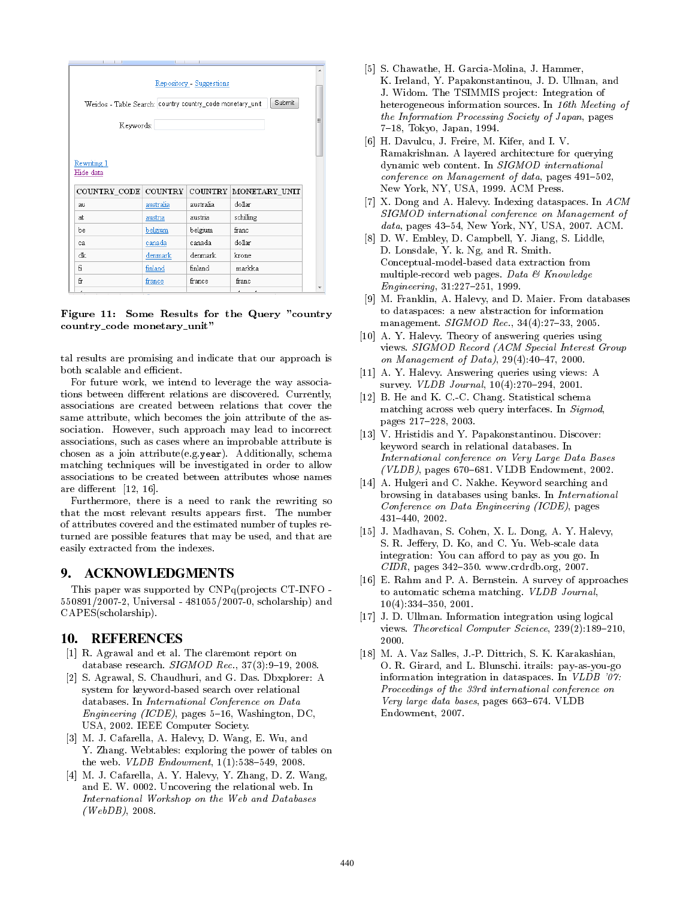Repository - Suggestions

Weidos - Table Search: country country_code monetary_unit Submit

Keywords:

Rewriting 1
Hide data

| COUNTRY_CODE | COUNTRY | COUNTRY | MONETARY_UNIT |
|---|---|---|---|
| au | australia | australia | dollar |
| at | austria | austria | schilling |
| be | belgium | belgium | franc |
| ca | canada | canada | dollar |
| dk | denmark | denmark | krone |
| fi | finland | finland | markka |
| fr | france | france | franc |

**Figure 11: Some Results for the Query "country country_code monetary_unit"**

tal results are promising and indicate that our approach is both scalable and efficient.

For future work, we intend to leverage the way associations between different relations are discovered. Currently, associations are created between relations that cover the same attribute, which becomes the join attribute of the association. However, such approach may lead to incorrect associations, such as cases where an improbable attribute is chosen as a join attribute(e.g.year). Additionally, schema matching techniques will be investigated in order to allow associations to be created between attributes whose names are different [12, 16].

Furthermore, there is a need to rank the rewriting so that the most relevant results appears first. The number of attributes covered and the estimated number of tuples returned are possible features that may be used, and that are easily extracted from the indexes.

## 9. ACKNOWLEDGMENTS

This paper was supported by CNPq(projects CT-INFO - 550891/2007-2, Universal - 481055/2007-0, scholarship) and CAPES(scholarship).

## 10. REFERENCES

[1] R. Agrawal and et al. The claremont report on database research. *SIGMOD Rec.*, 37(3):9–19, 2008.

[2] S. Agrawal, S. Chaudhuri, and G. Das. Dbxplorer: A system for keyword-based search over relational databases. In *International Conference on Data Engineering (ICDE)*, pages 5–16, Washington, DC, USA, 2002. IEEE Computer Society.

[3] M. J. Cafarella, A. Halevy, D. Wang, E. Wu, and Y. Zhang. Webtables: exploring the power of tables on the web. *VLDB Endowment*, 1(1):538–549, 2008.

[4] M. J. Cafarella, A. Y. Halevy, Y. Zhang, D. Z. Wang, and E. W. 0002. Uncovering the relational web. In *International Workshop on the Web and Databases (WebDB)*, 2008.

[5] S. Chawathe, H. Garcia-Molina, J. Hammer, K. Ireland, Y. Papakonstantinou, J. D. Ullman, and J. Widom. The TSIMMIS project: Integration of heterogeneous information sources. In *16th Meeting of the Information Processing Society of Japan*, pages 7–18, Tokyo, Japan, 1994.

[6] H. Davulcu, J. Freire, M. Kifer, and I. V. Ramakrishnan. A layered architecture for querying dynamic web content. In *SIGMOD international conference on Management of data*, pages 491–502, New York, NY, USA, 1999. ACM Press.

[7] X. Dong and A. Halevy. Indexing dataspaces. In *ACM SIGMOD international conference on Management of data*, pages 43–54, New York, NY, USA, 2007. ACM.

[8] D. W. Embley, D. Campbell, Y. Jiang, S. Liddle, D. Lonsdale, Y. k. Ng, and R. Smith. Conceptual-model-based data extraction from multiple-record web pages. *Data & Knowledge Engineering*, 31:227–251, 1999.

[9] M. Franklin, A. Halevy, and D. Maier. From databases to dataspaces: a new abstraction for information management. *SIGMOD Rec.*, 34(4):27–33, 2005.

[10] A. Y. Halevy. Theory of answering queries using views. *SIGMOD Record (ACM Special Interest Group on Management of Data)*, 29(4):40–47, 2000.

[11] A. Y. Halevy. Answering queries using views: A survey. *VLDB Journal*, 10(4):270–294, 2001.

[12] B. He and K. C.-C. Chang. Statistical schema matching across web query interfaces. In *Sigmod*, pages 217–228, 2003.

[13] V. Hristidis and Y. Papakonstantinou. Discover: keyword search in relational databases. In *International conference on Very Large Data Bases (VLDB)*, pages 670–681. VLDB Endowment, 2002.

[14] A. Hulgeri and C. Nakhe. Keyword searching and browsing in databases using banks. In *International Conference on Data Engineering (ICDE)*, pages 431–440, 2002.

[15] J. Madhavan, S. Cohen, X. L. Dong, A. Y. Halevy, S. R. Jeffery, D. Ko, and C. Yu. Web-scale data integration: You can afford to pay as you go. In *CIDR*, pages 342–350. www.crdrdb.org, 2007.

[16] E. Rahm and P. A. Bernstein. A survey of approaches to automatic schema matching. *VLDB Journal*, 10(4):334–350, 2001.

[17] J. D. Ullman. Information integration using logical views. *Theoretical Computer Science*, 239(2):189–210, 2000.

[18] M. A. Vaz Salles, J.-P. Dittrich, S. K. Karakashian, O. R. Girard, and L. Blunschi. itrails: pay-as-you-go information integration in dataspaces. In *VLDB '07: Proceedings of the 33rd international conference on Very large data bases*, pages 663–674. VLDB Endowment, 2007.